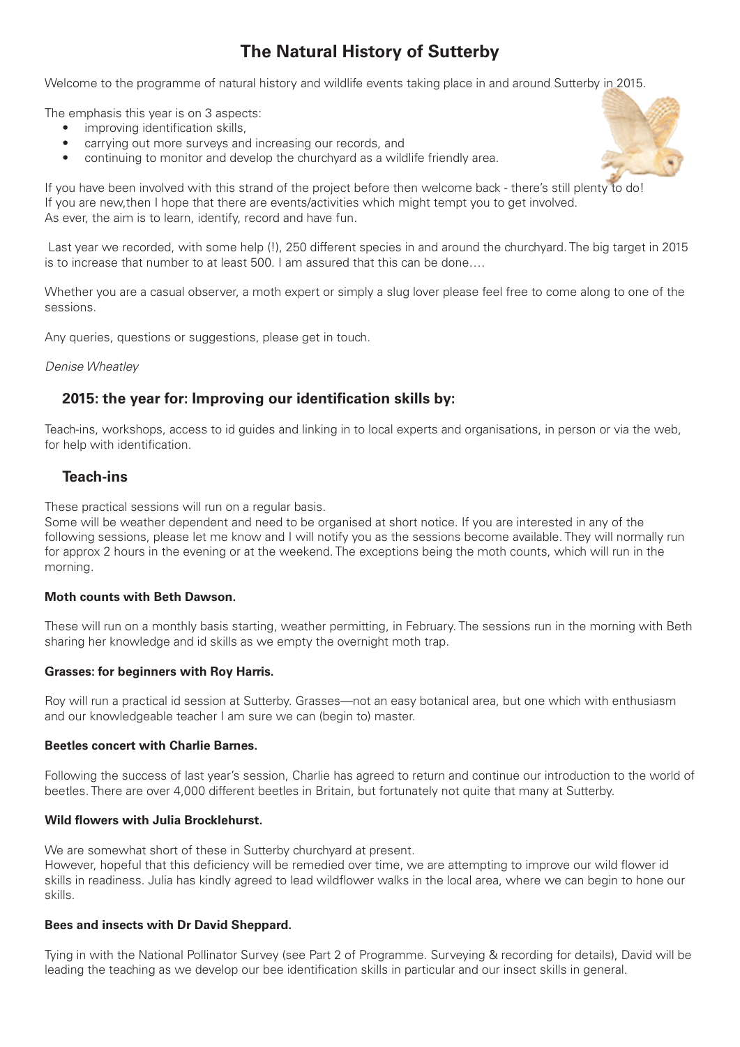# The Natural History of Sutterby

Welcome to the programme of natural history and wildlife events taking place in and around Sutterby in 2015.

The emphasis this year is on 3 aspects:

- improving identification skills,
- carrying out more surveys and increasing our records, and
- continuing to monitor and develop the churchyard as a wildlife friendly area.

If you have been involved with this strand of the project before then welcome back - there's still plenty to do!
If you are new,then I hope that there are events/activities which might tempt you to get involved.
As ever, the aim is to learn, identify, record and have fun.

Last year we recorded, with some help (!), 250 different species in and around the churchyard. The big target in 2015 is to increase that number to at least 500. I am assured that this can be done….

Whether you are a casual observer, a moth expert or simply a slug lover please feel free to come along to one of the sessions.

Any queries, questions or suggestions, please get in touch.

*Denise Wheatley*

## 2015: the year for: Improving our identification skills by:

Teach-ins, workshops, access to id guides and linking in to local experts and organisations, in person or via the web, for help with identification.

## Teach-ins

These practical sessions will run on a regular basis.
Some will be weather dependent and need to be organised at short notice. If you are interested in any of the following sessions, please let me know and I will notify you as the sessions become available. They will normally run for approx 2 hours in the evening or at the weekend. The exceptions being the moth counts, which will run in the morning.

**Moth counts with Beth Dawson.**

These will run on a monthly basis starting, weather permitting, in February. The sessions run in the morning with Beth sharing her knowledge and id skills as we empty the overnight moth trap.

**Grasses: for beginners with Roy Harris.**

Roy will run a practical id session at Sutterby. Grasses—not an easy botanical area, but one which with enthusiasm and our knowledgeable teacher I am sure we can (begin to) master.

**Beetles concert with Charlie Barnes.**

Following the success of last year's session, Charlie has agreed to return and continue our introduction to the world of beetles. There are over 4,000 different beetles in Britain, but fortunately not quite that many at Sutterby.

**Wild flowers with Julia Brocklehurst.**

We are somewhat short of these in Sutterby churchyard at present.
However, hopeful that this deficiency will be remedied over time, we are attempting to improve our wild flower id skills in readiness. Julia has kindly agreed to lead wildflower walks in the local area, where we can begin to hone our skills.

**Bees and insects with Dr David Sheppard.**

Tying in with the National Pollinator Survey (see Part 2 of Programme. Surveying & recording for details), David will be leading the teaching as we develop our bee identification skills in particular and our insect skills in general.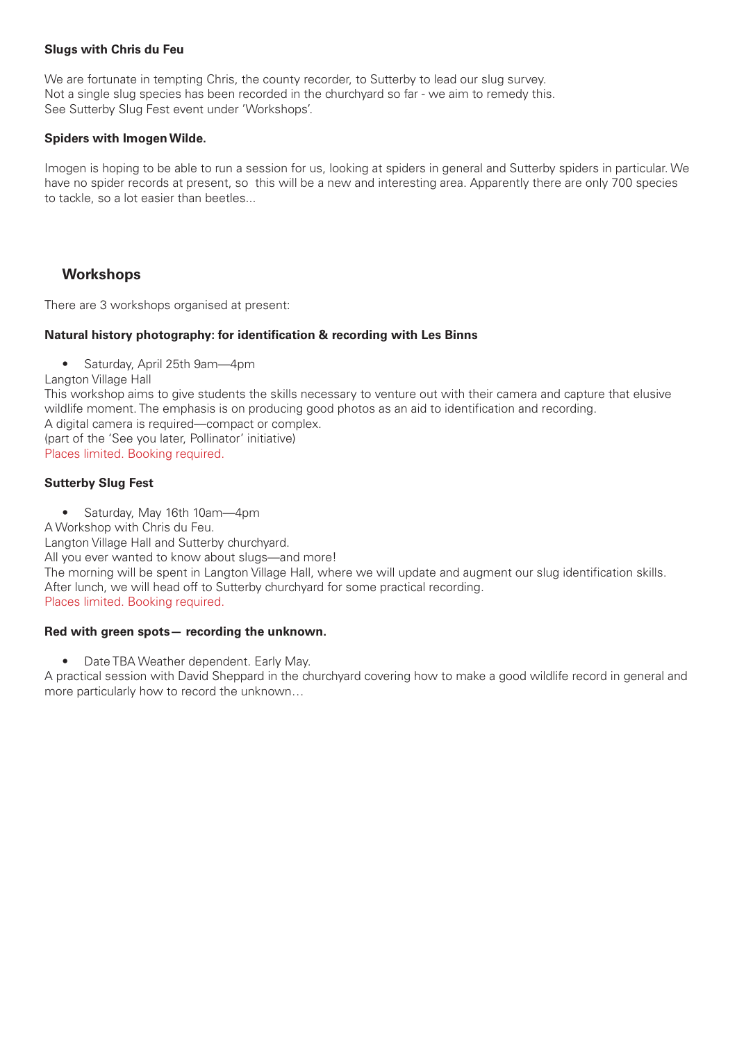**Slugs with Chris du Feu**

We are fortunate in tempting Chris, the county recorder, to Sutterby to lead our slug survey.
Not a single slug species has been recorded in the churchyard so far - we aim to remedy this.
See Sutterby Slug Fest event under 'Workshops'.

**Spiders with Imogen Wilde.**

Imogen is hoping to be able to run a session for us, looking at spiders in general and Sutterby spiders in particular. We have no spider records at present, so this will be a new and interesting area. Apparently there are only 700 species to tackle, so a lot easier than beetles...

## Workshops

There are 3 workshops organised at present:

**Natural history photography: for identification & recording with Les Binns**

- Saturday, April 25th 9am—4pm

Langton Village Hall
This workshop aims to give students the skills necessary to venture out with their camera and capture that elusive wildlife moment. The emphasis is on producing good photos as an aid to identification and recording.
A digital camera is required—compact or complex.
(part of the 'See you later, Pollinator' initiative)
Places limited. Booking required.

**Sutterby Slug Fest**

- Saturday, May 16th 10am—4pm

A Workshop with Chris du Feu.
Langton Village Hall and Sutterby churchyard.
All you ever wanted to know about slugs—and more!
The morning will be spent in Langton Village Hall, where we will update and augment our slug identification skills.
After lunch, we will head off to Sutterby churchyard for some practical recording.
Places limited. Booking required.

**Red with green spots— recording the unknown.**

- Date TBA Weather dependent. Early May.

A practical session with David Sheppard in the churchyard covering how to make a good wildlife record in general and more particularly how to record the unknown…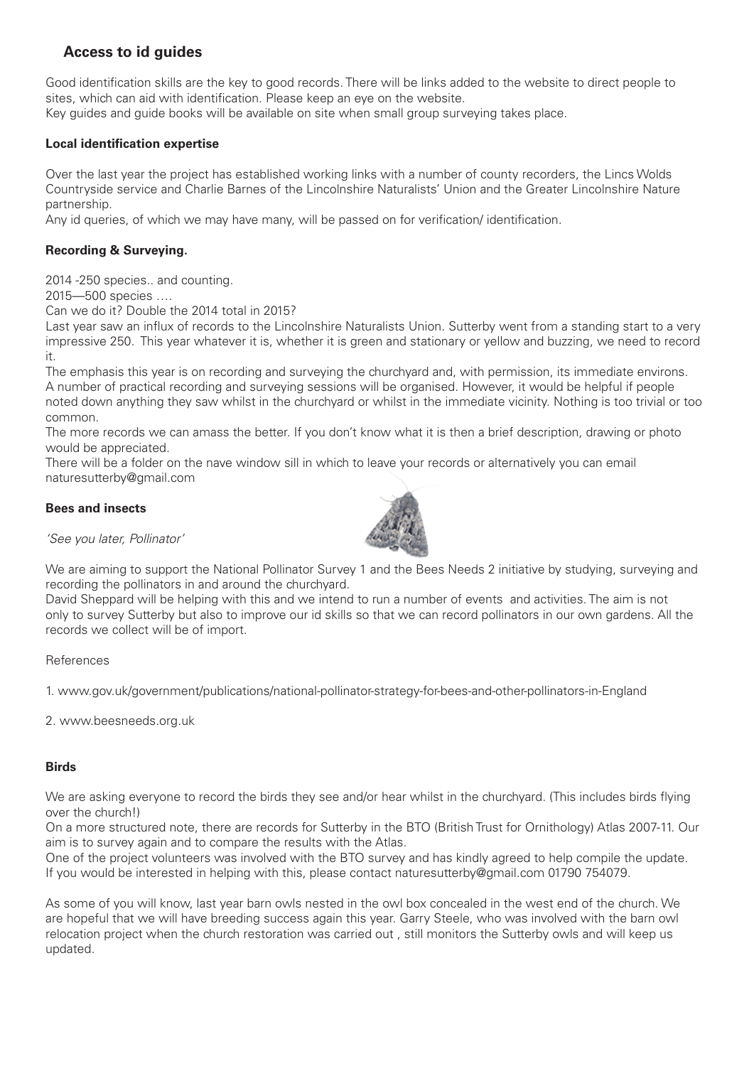## Access to id guides

Good identification skills are the key to good records. There will be links added to the website to direct people to sites, which can aid with identification. Please keep an eye on the website.
Key guides and guide books will be available on site when small group surveying takes place.

### Local identification expertise

Over the last year the project has established working links with a number of county recorders, the Lincs Wolds Countryside service and Charlie Barnes of the Lincolnshire Naturalists' Union and the Greater Lincolnshire Nature partnership.
Any id queries, of which we may have many, will be passed on for verification/ identification.

### Recording & Surveying.

2014 -250 species.. and counting.
2015—500 species ….
Can we do it? Double the 2014 total in 2015?
Last year saw an influx of records to the Lincolnshire Naturalists Union. Sutterby went from a standing start to a very impressive 250. This year whatever it is, whether it is green and stationary or yellow and buzzing, we need to record it.
The emphasis this year is on recording and surveying the churchyard and, with permission, its immediate environs. A number of practical recording and surveying sessions will be organised. However, it would be helpful if people noted down anything they saw whilst in the churchyard or whilst in the immediate vicinity. Nothing is too trivial or too common.
The more records we can amass the better. If you don't know what it is then a brief description, drawing or photo would be appreciated.
There will be a folder on the nave window sill in which to leave your records or alternatively you can email naturesutterby@gmail.com

### Bees and insects

*'See you later, Pollinator'*

We are aiming to support the National Pollinator Survey 1 and the Bees Needs 2 initiative by studying, surveying and recording the pollinators in and around the churchyard.
David Sheppard will be helping with this and we intend to run a number of events and activities. The aim is not only to survey Sutterby but also to improve our id skills so that we can record pollinators in our own gardens. All the records we collect will be of import.

References

1. www.gov.uk/government/publications/national-pollinator-strategy-for-bees-and-other-pollinators-in-England

2. www.beesneeds.org.uk

### Birds

We are asking everyone to record the birds they see and/or hear whilst in the churchyard. (This includes birds flying over the church!)
On a more structured note, there are records for Sutterby in the BTO (British Trust for Ornithology) Atlas 2007-11. Our aim is to survey again and to compare the results with the Atlas.
One of the project volunteers was involved with the BTO survey and has kindly agreed to help compile the update. If you would be interested in helping with this, please contact naturesutterby@gmail.com 01790 754079.

As some of you will know, last year barn owls nested in the owl box concealed in the west end of the church. We are hopeful that we will have breeding success again this year. Garry Steele, who was involved with the barn owl relocation project when the church restoration was carried out , still monitors the Sutterby owls and will keep us updated.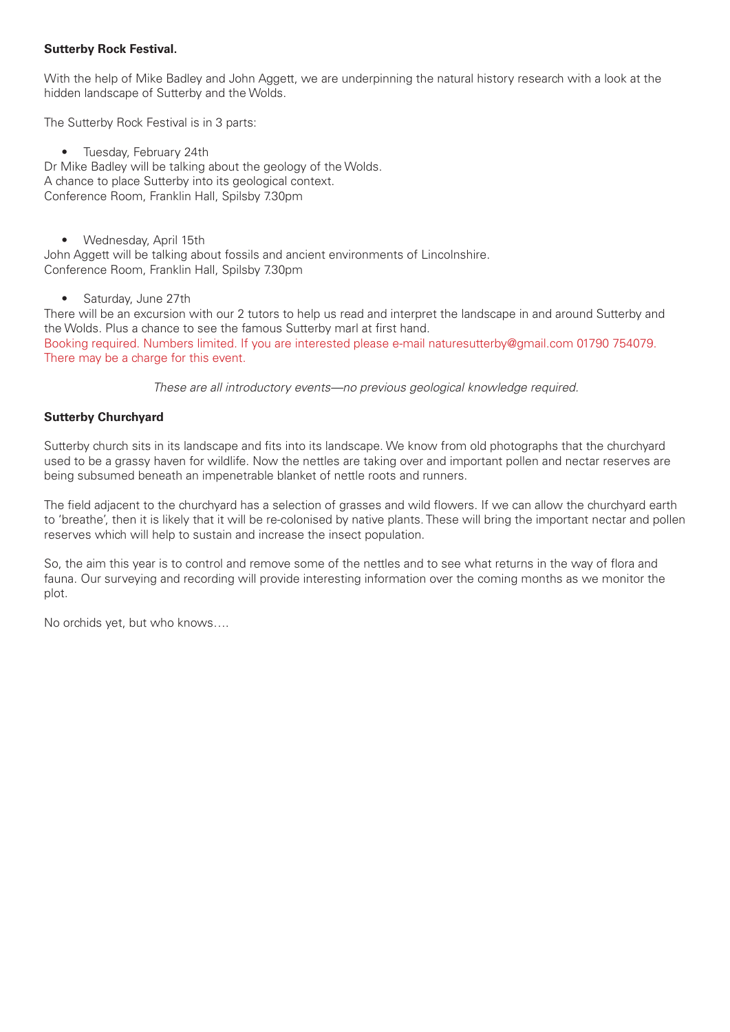**Sutterby Rock Festival.**

With the help of Mike Badley and John Aggett, we are underpinning the natural history research with a look at the hidden landscape of Sutterby and the Wolds.

The Sutterby Rock Festival is in 3 parts:

- Tuesday, February 24th

Dr Mike Badley will be talking about the geology of the Wolds.
A chance to place Sutterby into its geological context.
Conference Room, Franklin Hall, Spilsby 7.30pm

- Wednesday, April 15th

John Aggett will be talking about fossils and ancient environments of Lincolnshire.
Conference Room, Franklin Hall, Spilsby 7.30pm

- Saturday, June 27th

There will be an excursion with our 2 tutors to help us read and interpret the landscape in and around Sutterby and the Wolds. Plus a chance to see the famous Sutterby marl at first hand.
Booking required. Numbers limited. If you are interested please e-mail naturesutterby@gmail.com 01790 754079. There may be a charge for this event.

*These are all introductory events—no previous geological knowledge required.*

**Sutterby Churchyard**

Sutterby church sits in its landscape and fits into its landscape. We know from old photographs that the churchyard used to be a grassy haven for wildlife. Now the nettles are taking over and important pollen and nectar reserves are being subsumed beneath an impenetrable blanket of nettle roots and runners.

The field adjacent to the churchyard has a selection of grasses and wild flowers. If we can allow the churchyard earth to 'breathe', then it is likely that it will be re-colonised by native plants. These will bring the important nectar and pollen reserves which will help to sustain and increase the insect population.

So, the aim this year is to control and remove some of the nettles and to see what returns in the way of flora and fauna. Our surveying and recording will provide interesting information over the coming months as we monitor the plot.

No orchids yet, but who knows….